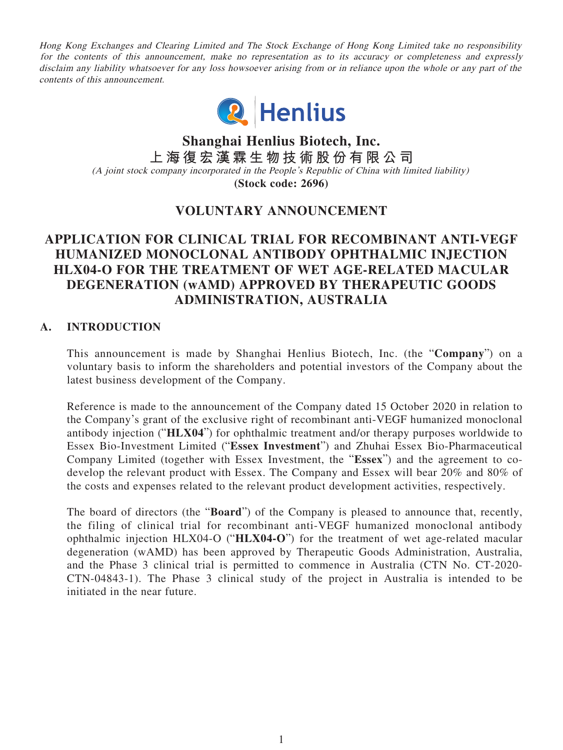*Hong Kong Exchanges and Clearing Limited and The Stock Exchange of Hong Kong Limited take no responsibility for the contents of this announcement, make no representation as to its accuracy or completeness and expressly disclaim any liability whatsoever for any loss howsoever arising from or in reliance upon the whole or any part of the contents of this announcement.*

Henlius

# Shanghai Henlius Biotech, Inc.

# 上海復宏漢霖生物技術股份有限公司

*(A joint stock company incorporated in the People's Republic of China with limited liability)*

**(Stock code: 2696)**

## VOLUNTARY ANNOUNCEMENT

## APPLICATION FOR CLINICAL TRIAL FOR RECOMBINANT ANTI-VEGF HUMANIZED MONOCLONAL ANTIBODY OPHTHALMIC INJECTION HLX04-O FOR THE TREATMENT OF WET AGE-RELATED MACULAR DEGENERATION (wAMD) APPROVED BY THERAPEUTIC GOODS ADMINISTRATION, AUSTRALIA

### A. INTRODUCTION

This announcement is made by Shanghai Henlius Biotech, Inc. (the "**Company**") on a voluntary basis to inform the shareholders and potential investors of the Company about the latest business development of the Company.

Reference is made to the announcement of the Company dated 15 October 2020 in relation to the Company's grant of the exclusive right of recombinant anti-VEGF humanized monoclonal antibody injection ("**HLX04**") for ophthalmic treatment and/or therapy purposes worldwide to Essex Bio-Investment Limited ("**Essex Investment**") and Zhuhai Essex Bio-Pharmaceutical Company Limited (together with Essex Investment, the "**Essex**") and the agreement to co-develop the relevant product with Essex. The Company and Essex will bear 20% and 80% of the costs and expenses related to the relevant product development activities, respectively.

The board of directors (the "**Board**") of the Company is pleased to announce that, recently, the filing of clinical trial for recombinant anti-VEGF humanized monoclonal antibody ophthalmic injection HLX04-O ("**HLX04-O**") for the treatment of wet age-related macular degeneration (wAMD) has been approved by Therapeutic Goods Administration, Australia, and the Phase 3 clinical trial is permitted to commence in Australia (CTN No. CT-2020-CTN-04843-1). The Phase 3 clinical study of the project in Australia is intended to be initiated in the near future.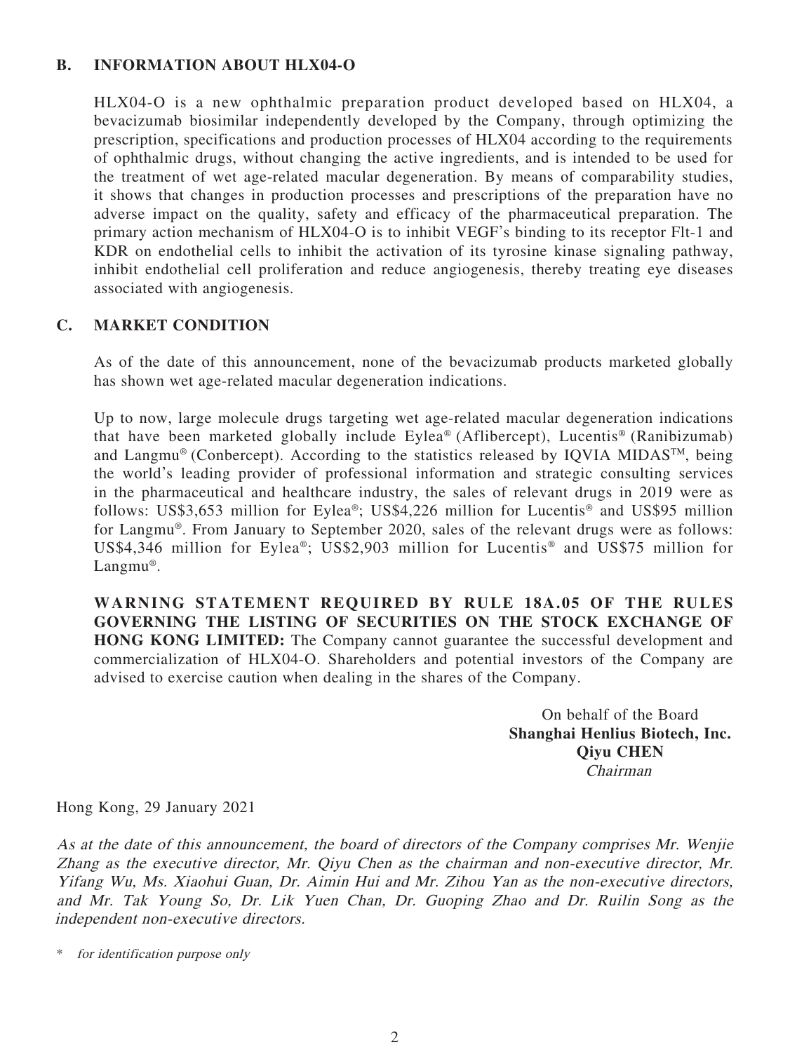## B. INFORMATION ABOUT HLX04-O

HLX04-O is a new ophthalmic preparation product developed based on HLX04, a bevacizumab biosimilar independently developed by the Company, through optimizing the prescription, specifications and production processes of HLX04 according to the requirements of ophthalmic drugs, without changing the active ingredients, and is intended to be used for the treatment of wet age-related macular degeneration. By means of comparability studies, it shows that changes in production processes and prescriptions of the preparation have no adverse impact on the quality, safety and efficacy of the pharmaceutical preparation. The primary action mechanism of HLX04-O is to inhibit VEGF's binding to its receptor Flt-1 and KDR on endothelial cells to inhibit the activation of its tyrosine kinase signaling pathway, inhibit endothelial cell proliferation and reduce angiogenesis, thereby treating eye diseases associated with angiogenesis.

## C. MARKET CONDITION

As of the date of this announcement, none of the bevacizumab products marketed globally has shown wet age-related macular degeneration indications.

Up to now, large molecule drugs targeting wet age-related macular degeneration indications that have been marketed globally include Eylea® (Aflibercept), Lucentis® (Ranibizumab) and Langmu® (Conbercept). According to the statistics released by IQVIA MIDAS™, being the world's leading provider of professional information and strategic consulting services in the pharmaceutical and healthcare industry, the sales of relevant drugs in 2019 were as follows: US$3,653 million for Eylea®; US$4,226 million for Lucentis® and US$95 million for Langmu®. From January to September 2020, sales of the relevant drugs were as follows: US$4,346 million for Eylea®; US$2,903 million for Lucentis® and US$75 million for Langmu®.

**WARNING STATEMENT REQUIRED BY RULE 18A.05 OF THE RULES GOVERNING THE LISTING OF SECURITIES ON THE STOCK EXCHANGE OF HONG KONG LIMITED:** The Company cannot guarantee the successful development and commercialization of HLX04-O. Shareholders and potential investors of the Company are advised to exercise caution when dealing in the shares of the Company.

On behalf of the Board
**Shanghai Henlius Biotech, Inc.**
**Qiyu CHEN**
*Chairman*

Hong Kong, 29 January 2021

*As at the date of this announcement, the board of directors of the Company comprises Mr. Wenjie Zhang as the executive director, Mr. Qiyu Chen as the chairman and non-executive director, Mr. Yifang Wu, Ms. Xiaohui Guan, Dr. Aimin Hui and Mr. Zihou Yan as the non-executive directors, and Mr. Tak Young So, Dr. Lik Yuen Chan, Dr. Guoping Zhao and Dr. Ruilin Song as the independent non-executive directors.*

\* *for identification purpose only*